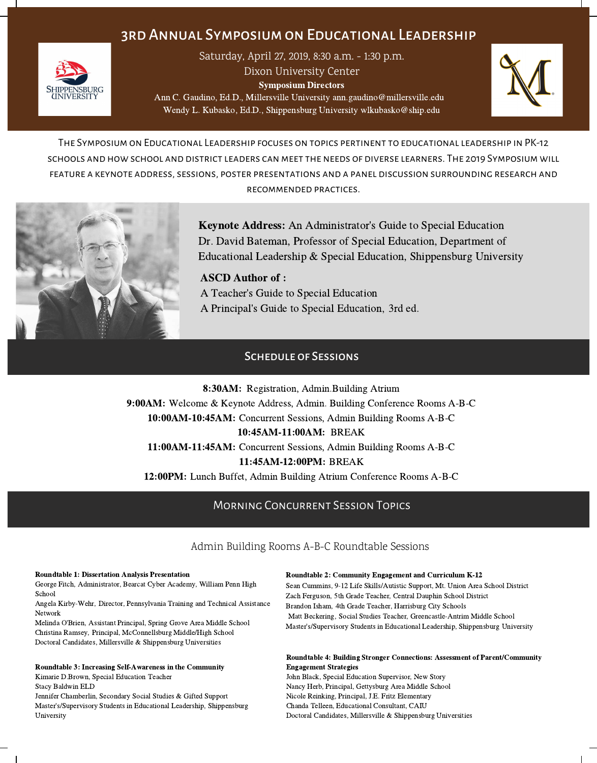# 3rd Annual Symposium on Educational Leadership

Saturday, April 27, 2019, 8:30 a.m. - 1:30 p.m.

Dixon University Center

**Symposium Directors**

Ann C. Gaudino, Ed.D., Millersville University ann.gaudino@millersville.edu

Wendy L. Kubasko, Ed.D., Shippensburg University wlkubasko@ship.edu

The Symposium on Educational Leadership focuses on topics pertinent to educational leadership in PK-12 schools and how school and district leaders can meet the needs of diverse learners. The 2019 Symposium will feature a keynote address, sessions, poster presentations and a panel discussion surrounding research and recommended practices.

**Keynote Address:** An Administrator's Guide to Special Education

Dr. David Bateman, Professor of Special Education, Department of Educational Leadership & Special Education, Shippensburg University

**ASCD Author of :**

A Teacher's Guide to Special Education

A Principal's Guide to Special Education, 3rd ed.

## Schedule of Sessions

**8:30AM:** Registration, Admin.Building Atrium

**9:00AM:** Welcome & Keynote Address, Admin. Building Conference Rooms A-B-C

**10:00AM-10:45AM:** Concurrent Sessions, Admin Building Rooms A-B-C

**10:45AM-11:00AM:** BREAK

**11:00AM-11:45AM:** Concurrent Sessions, Admin Building Rooms A-B-C

**11:45AM-12:00PM:** BREAK

**12:00PM:** Lunch Buffet, Admin Building Atrium Conference Rooms A-B-C

## Morning Concurrent Session Topics

### Admin Building Rooms A-B-C Roundtable Sessions

**Roundtable 1: Dissertation Analysis Presentation**

George Fitch, Administrator, Bearcat Cyber Academy, William Penn High School

Angela Kirby-Wehr, Director, Pennsylvania Training and Technical Assistance Network

Melinda O'Brien, Assistant Principal, Spring Grove Area Middle School

Christina Ramsey, Principal, McConnellsburg Middle/High School

Doctoral Candidates, Millersville & Shippensburg Universities

**Roundtable 2: Community Engagement and Curriculum K-12**

Sean Cummins, 9-12 Life Skills/Autistic Support, Mt. Union Area School District

Zach Ferguson, 5th Grade Teacher, Central Dauphin School District

Brandon Isham, 4th Grade Teacher, Harrisburg City Schools

Matt Beckering, Social Studies Teacher, Greencastle-Antrim Middle School

Master's/Supervisory Students in Educational Leadership, Shippensburg University

**Roundtable 3: Increasing Self-Awareness in the Community**

Kimarie D.Brown, Special Education Teacher

Stacy Baldwin ELD

Jennifer Chamberlin, Secondary Social Studies & Gifted Support

Master's/Supervisory Students in Educational Leadership, Shippensburg University

**Roundtable 4: Building Stronger Connections: Assessment of Parent/Community Engagement Strategies**

John Black, Special Education Supervisor, New Story

Nancy Herb, Principal, Gettysburg Area Middle School

Nicole Reinking, Principal, J.E. Fritz Elementary

Chanda Telleen, Educational Consultant, CAIU

Doctoral Candidates, Millersville & Shippensburg Universities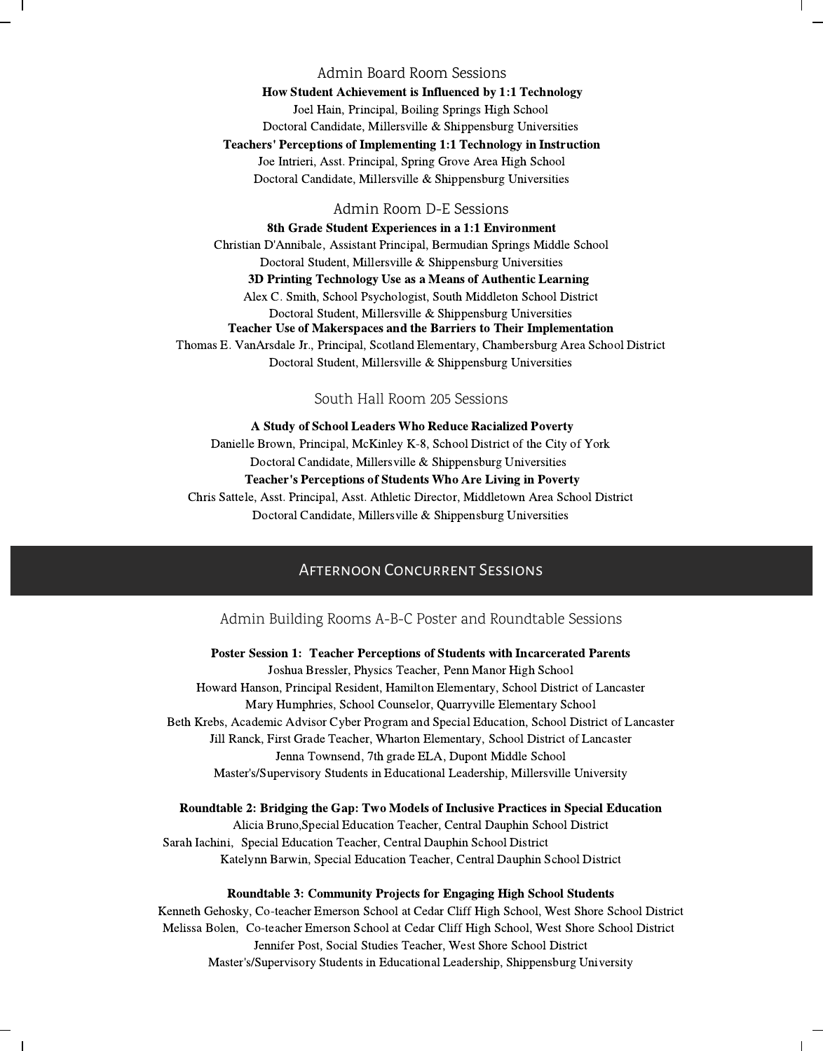### Admin Board Room Sessions

**How Student Achievement is Influenced by 1:1 Technology**

Joel Hain, Principal, Boiling Springs High School
Doctoral Candidate, Millersville & Shippensburg Universities

**Teachers' Perceptions of Implementing 1:1 Technology in Instruction**

Joe Intrieri, Asst. Principal, Spring Grove Area High School
Doctoral Candidate, Millersville & Shippensburg Universities

### Admin Room D-E Sessions

**8th Grade Student Experiences in a 1:1 Environment**

Christian D'Annibale, Assistant Principal, Bermudian Springs Middle School
Doctoral Student, Millersville & Shippensburg Universities

**3D Printing Technology Use as a Means of Authentic Learning**

Alex C. Smith, School Psychologist, South Middleton School District
Doctoral Student, Millersville & Shippensburg Universities

**Teacher Use of Makerspaces and the Barriers to Their Implementation**

Thomas E. VanArsdale Jr., Principal, Scotland Elementary, Chambersburg Area School District
Doctoral Student, Millersville & Shippensburg Universities

### South Hall Room 205 Sessions

**A Study of School Leaders Who Reduce Racialized Poverty**

Danielle Brown, Principal, McKinley K-8, School District of the City of York
Doctoral Candidate, Millersville & Shippensburg Universities

**Teacher's Perceptions of Students Who Are Living in Poverty**

Chris Sattele, Asst. Principal, Asst. Athletic Director, Middletown Area School District
Doctoral Candidate, Millersville & Shippensburg Universities

## Afternoon Concurrent Sessions

### Admin Building Rooms A-B-C Poster and Roundtable Sessions

**Poster Session 1: Teacher Perceptions of Students with Incarcerated Parents**

Joshua Bressler, Physics Teacher, Penn Manor High School
Howard Hanson, Principal Resident, Hamilton Elementary, School District of Lancaster
Mary Humphries, School Counselor, Quarryville Elementary School
Beth Krebs, Academic Advisor Cyber Program and Special Education, School District of Lancaster
Jill Ranck, First Grade Teacher, Wharton Elementary, School District of Lancaster
Jenna Townsend, 7th grade ELA, Dupont Middle School
Master's/Supervisory Students in Educational Leadership, Millersville University

**Roundtable 2: Bridging the Gap: Two Models of Inclusive Practices in Special Education**

Alicia Bruno,Special Education Teacher, Central Dauphin School District
Sarah Iachini, Special Education Teacher, Central Dauphin School District
Katelynn Barwin, Special Education Teacher, Central Dauphin School District

**Roundtable 3: Community Projects for Engaging High School Students**

Kenneth Gehosky, Co-teacher Emerson School at Cedar Cliff High School, West Shore School District
Melissa Bolen, Co-teacher Emerson School at Cedar Cliff High School, West Shore School District
Jennifer Post, Social Studies Teacher, West Shore School District
Master's/Supervisory Students in Educational Leadership, Shippensburg University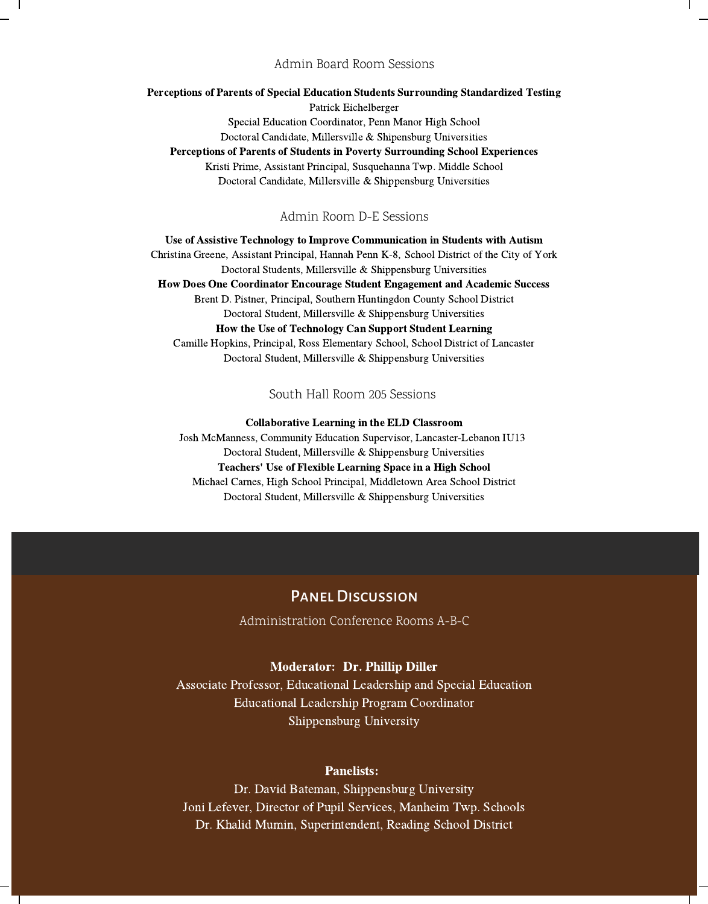## Admin Board Room Sessions

**Perceptions of Parents of Special Education Students Surrounding Standardized Testing**
Patrick Eichelberger
Special Education Coordinator, Penn Manor High School
Doctoral Candidate, Millersville & Shipensburg Universities

**Perceptions of Parents of Students in Poverty Surrounding School Experiences**
Kristi Prime, Assistant Principal, Susquehanna Twp. Middle School
Doctoral Candidate, Millersville & Shippensburg Universities

## Admin Room D-E Sessions

**Use of Assistive Technology to Improve Communication in Students with Autism**
Christina Greene, Assistant Principal, Hannah Penn K-8, School District of the City of York
Doctoral Students, Millersville & Shippensburg Universities

**How Does One Coordinator Encourage Student Engagement and Academic Success**
Brent D. Pistner, Principal, Southern Huntingdon County School District
Doctoral Student, Millersville & Shippensburg Universities

**How the Use of Technology Can Support Student Learning**
Camille Hopkins, Principal, Ross Elementary School, School District of Lancaster
Doctoral Student, Millersville & Shippensburg Universities

## South Hall Room 205 Sessions

**Collaborative Learning in the ELD Classroom**
Josh McManness, Community Education Supervisor, Lancaster-Lebanon IU13
Doctoral Student, Millersville & Shippensburg Universities

**Teachers' Use of Flexible Learning Space in a High School**
Michael Carnes, High School Principal, Middletown Area School District
Doctoral Student, Millersville & Shippensburg Universities

# Panel Discussion

Administration Conference Rooms A-B-C

**Moderator: Dr. Phillip Diller**
Associate Professor, Educational Leadership and Special Education
Educational Leadership Program Coordinator
Shippensburg University

**Panelists:**
Dr. David Bateman, Shippensburg University
Joni Lefever, Director of Pupil Services, Manheim Twp. Schools
Dr. Khalid Mumin, Superintendent, Reading School District